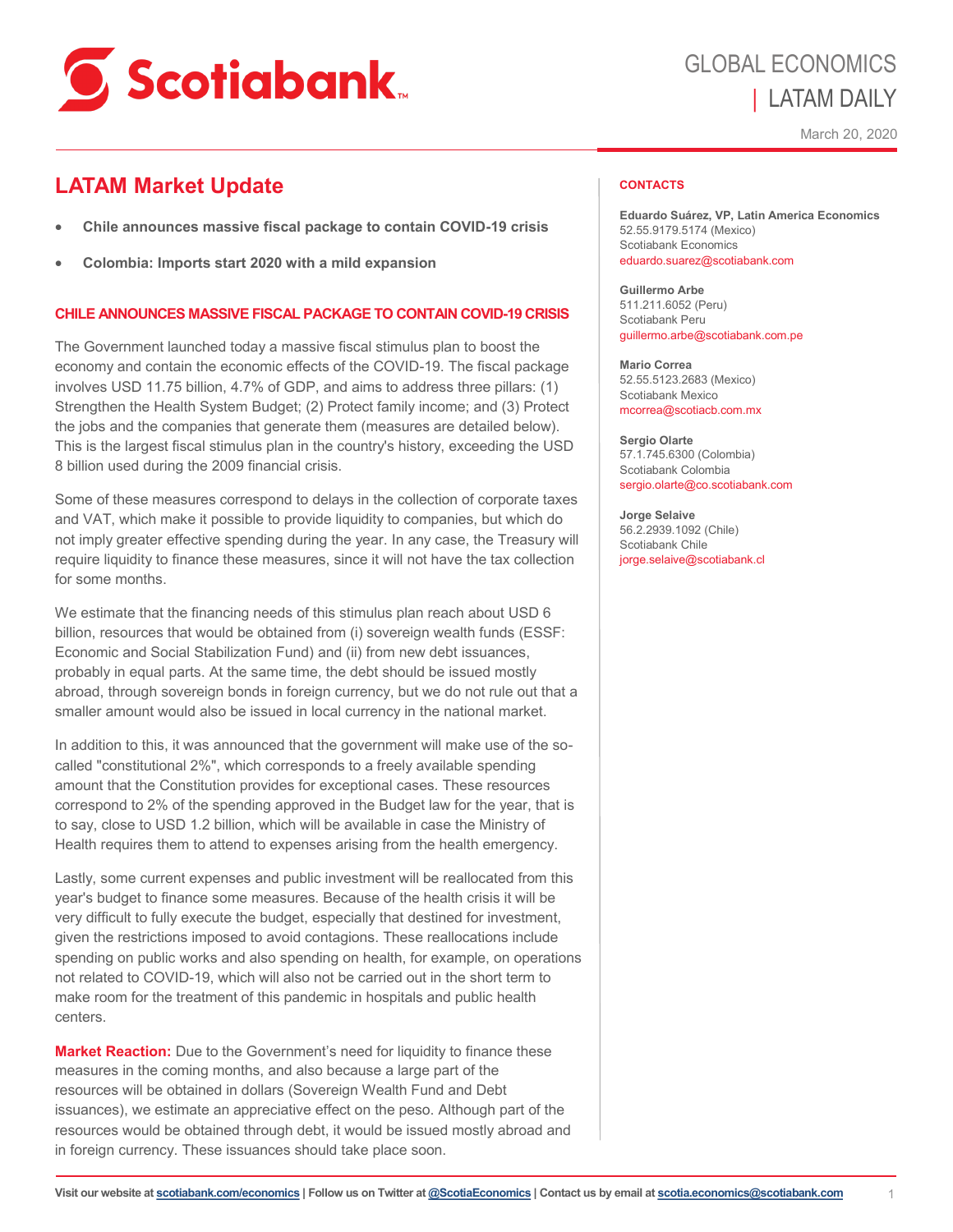GLOBAL ECONOMICS | LATAM DAILY

March 20, 2020

# LATAM Market Update

- **Chile announces massive fiscal package to contain COVID-19 crisis**
- **Colombia: Imports start 2020 with a mild expansion**

## CHILE ANNOUNCES MASSIVE FISCAL PACKAGE TO CONTAIN COVID-19 CRISIS

The Government launched today a massive fiscal stimulus plan to boost the economy and contain the economic effects of the COVID-19. The fiscal package involves USD 11.75 billion, 4.7% of GDP, and aims to address three pillars: (1) Strengthen the Health System Budget; (2) Protect family income; and (3) Protect the jobs and the companies that generate them (measures are detailed below). This is the largest fiscal stimulus plan in the country's history, exceeding the USD 8 billion used during the 2009 financial crisis.

Some of these measures correspond to delays in the collection of corporate taxes and VAT, which make it possible to provide liquidity to companies, but which do not imply greater effective spending during the year. In any case, the Treasury will require liquidity to finance these measures, since it will not have the tax collection for some months.

We estimate that the financing needs of this stimulus plan reach about USD 6 billion, resources that would be obtained from (i) sovereign wealth funds (ESSF: Economic and Social Stabilization Fund) and (ii) from new debt issuances, probably in equal parts. At the same time, the debt should be issued mostly abroad, through sovereign bonds in foreign currency, but we do not rule out that a smaller amount would also be issued in local currency in the national market.

In addition to this, it was announced that the government will make use of the so-called "constitutional 2%", which corresponds to a freely available spending amount that the Constitution provides for exceptional cases. These resources correspond to 2% of the spending approved in the Budget law for the year, that is to say, close to USD 1.2 billion, which will be available in case the Ministry of Health requires them to attend to expenses arising from the health emergency.

Lastly, some current expenses and public investment will be reallocated from this year's budget to finance some measures. Because of the health crisis it will be very difficult to fully execute the budget, especially that destined for investment, given the restrictions imposed to avoid contagions. These reallocations include spending on public works and also spending on health, for example, on operations not related to COVID-19, which will also not be carried out in the short term to make room for the treatment of this pandemic in hospitals and public health centers.

**Market Reaction:** Due to the Government's need for liquidity to finance these measures in the coming months, and also because a large part of the resources will be obtained in dollars (Sovereign Wealth Fund and Debt issuances), we estimate an appreciative effect on the peso. Although part of the resources would be obtained through debt, it would be issued mostly abroad and in foreign currency. These issuances should take place soon.

**CONTACTS**

**Eduardo Suárez, VP, Latin America Economics**
52.55.9179.5174 (Mexico)
Scotiabank Economics
eduardo.suarez@scotiabank.com

**Guillermo Arbe**
511.211.6052 (Peru)
Scotiabank Peru
guillermo.arbe@scotiabank.com.pe

**Mario Correa**
52.55.5123.2683 (Mexico)
Scotiabank Mexico
mcorrea@scotiacb.com.mx

**Sergio Olarte**
57.1.745.6300 (Colombia)
Scotiabank Colombia
sergio.olarte@co.scotiabank.com

**Jorge Selaive**
56.2.2939.1092 (Chile)
Scotiabank Chile
jorge.selaive@scotiabank.cl

Visit our website at scotiabank.com/economics | Follow us on Twitter at @ScotiaEconomics | Contact us by email at scotia.economics@scotiabank.com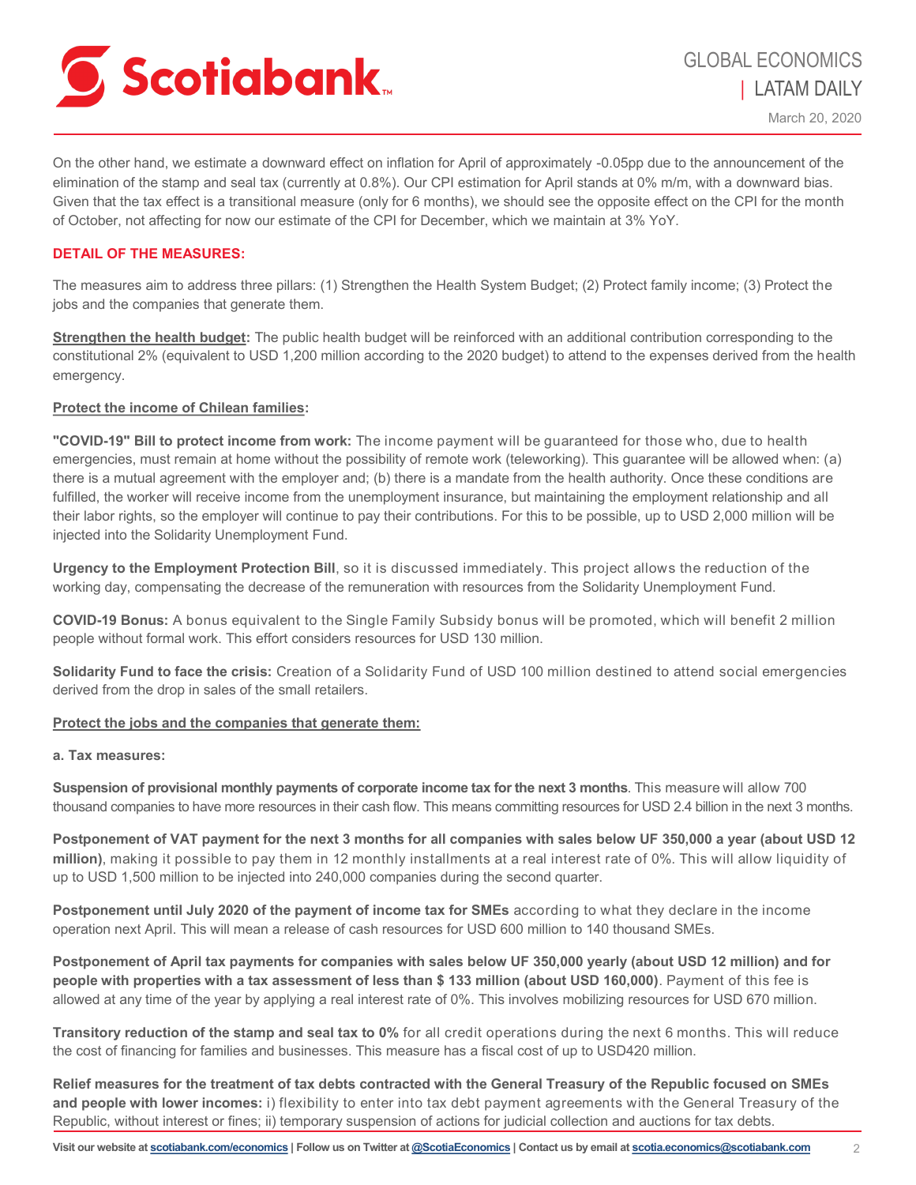On the other hand, we estimate a downward effect on inflation for April of approximately -0.05pp due to the announcement of the elimination of the stamp and seal tax (currently at 0.8%). Our CPI estimation for April stands at 0% m/m, with a downward bias. Given that the tax effect is a transitional measure (only for 6 months), we should see the opposite effect on the CPI for the month of October, not affecting for now our estimate of the CPI for December, which we maintain at 3% YoY.

**DETAIL OF THE MEASURES:**

The measures aim to address three pillars: (1) Strengthen the Health System Budget; (2) Protect family income; (3) Protect the jobs and the companies that generate them.

**Strengthen the health budget:** The public health budget will be reinforced with an additional contribution corresponding to the constitutional 2% (equivalent to USD 1,200 million according to the 2020 budget) to attend to the expenses derived from the health emergency.

**Protect the income of Chilean families:**

**"COVID-19" Bill to protect income from work:** The income payment will be guaranteed for those who, due to health emergencies, must remain at home without the possibility of remote work (teleworking). This guarantee will be allowed when: (a) there is a mutual agreement with the employer and; (b) there is a mandate from the health authority. Once these conditions are fulfilled, the worker will receive income from the unemployment insurance, but maintaining the employment relationship and all their labor rights, so the employer will continue to pay their contributions. For this to be possible, up to USD 2,000 million will be injected into the Solidarity Unemployment Fund.

**Urgency to the Employment Protection Bill**, so it is discussed immediately. This project allows the reduction of the working day, compensating the decrease of the remuneration with resources from the Solidarity Unemployment Fund.

**COVID-19 Bonus:** A bonus equivalent to the Single Family Subsidy bonus will be promoted, which will benefit 2 million people without formal work. This effort considers resources for USD 130 million.

**Solidarity Fund to face the crisis:** Creation of a Solidarity Fund of USD 100 million destined to attend social emergencies derived from the drop in sales of the small retailers.

**Protect the jobs and the companies that generate them:**

**a. Tax measures:**

**Suspension of provisional monthly payments of corporate income tax for the next 3 months**. This measure will allow 700 thousand companies to have more resources in their cash flow. This means committing resources for USD 2.4 billion in the next 3 months.

**Postponement of VAT payment for the next 3 months for all companies with sales below UF 350,000 a year (about USD 12 million)**, making it possible to pay them in 12 monthly installments at a real interest rate of 0%. This will allow liquidity of up to USD 1,500 million to be injected into 240,000 companies during the second quarter.

**Postponement until July 2020 of the payment of income tax for SMEs** according to what they declare in the income operation next April. This will mean a release of cash resources for USD 600 million to 140 thousand SMEs.

**Postponement of April tax payments for companies with sales below UF 350,000 yearly (about USD 12 million) and for people with properties with a tax assessment of less than $ 133 million (about USD 160,000)**. Payment of this fee is allowed at any time of the year by applying a real interest rate of 0%. This involves mobilizing resources for USD 670 million.

**Transitory reduction of the stamp and seal tax to 0%** for all credit operations during the next 6 months. This will reduce the cost of financing for families and businesses. This measure has a fiscal cost of up to USD420 million.

**Relief measures for the treatment of tax debts contracted with the General Treasury of the Republic focused on SMEs and people with lower incomes:** i) flexibility to enter into tax debt payment agreements with the General Treasury of the Republic, without interest or fines; ii) temporary suspension of actions for judicial collection and auctions for tax debts.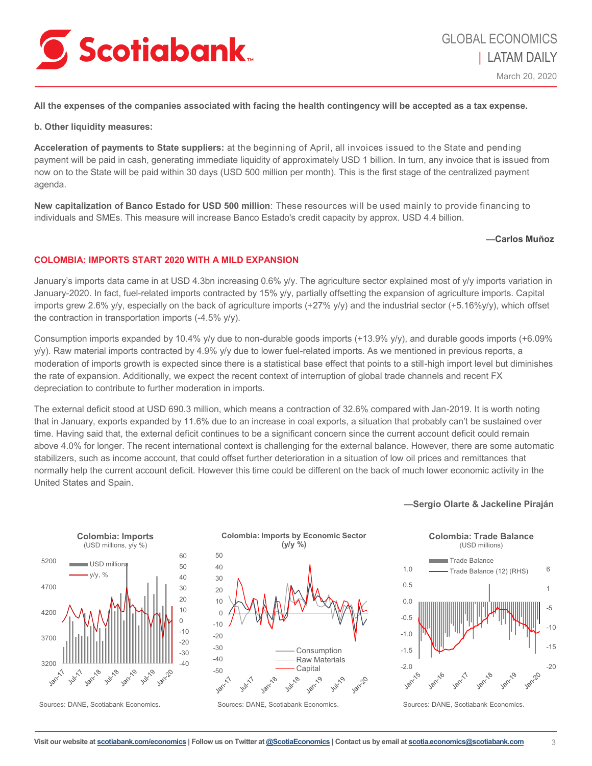**All the expenses of the companies associated with facing the health contingency will be accepted as a tax expense.**

**b. Other liquidity measures:**

**Acceleration of payments to State suppliers:** at the beginning of April, all invoices issued to the State and pending payment will be paid in cash, generating immediate liquidity of approximately USD 1 billion. In turn, any invoice that is issued from now on to the State will be paid within 30 days (USD 500 million per month). This is the first stage of the centralized payment agenda.

**New capitalization of Banco Estado for USD 500 million**: These resources will be used mainly to provide financing to individuals and SMEs. This measure will increase Banco Estado's credit capacity by approx. USD 4.4 billion.

**—Carlos Muñoz**

## COLOMBIA: IMPORTS START 2020 WITH A MILD EXPANSION

January's imports data came in at USD 4.3bn increasing 0.6% y/y. The agriculture sector explained most of y/y imports variation in January-2020. In fact, fuel-related imports contracted by 15% y/y, partially offsetting the expansion of agriculture imports. Capital imports grew 2.6% y/y, especially on the back of agriculture imports (+27% y/y) and the industrial sector (+5.16%y/y), which offset the contraction in transportation imports (-4.5% y/y).

Consumption imports expanded by 10.4% y/y due to non-durable goods imports (+13.9% y/y), and durable goods imports (+6.09% y/y). Raw material imports contracted by 4.9% y/y due to lower fuel-related imports. As we mentioned in previous reports, a moderation of imports growth is expected since there is a statistical base effect that points to a still-high import level but diminishes the rate of expansion. Additionally, we expect the recent context of interruption of global trade channels and recent FX depreciation to contribute to further moderation in imports.

The external deficit stood at USD 690.3 million, which means a contraction of 32.6% compared with Jan-2019. It is worth noting that in January, exports expanded by 11.6% due to an increase in coal exports, a situation that probably can't be sustained over time. Having said that, the external deficit continues to be a significant concern since the current account deficit could remain above 4.0% for longer. The recent international context is challenging for the external balance. However, there are some automatic stabilizers, such as income account, that could offset further deterioration in a situation of low oil prices and remittances that normally help the current account deficit. However this time could be different on the back of much lower economic activity in the United States and Spain.

**—Sergio Olarte & Jackeline Piraján**

**Colombia: Imports** (USD millions, y/y %)

Sources: DANE, Scotiabank Economics.

**Colombia: Imports by Economic Sector** (y/y %)

Sources: DANE, Scotiabank Economics.

**Colombia: Trade Balance** (USD millions)

Sources: DANE, Scotiabank Economics.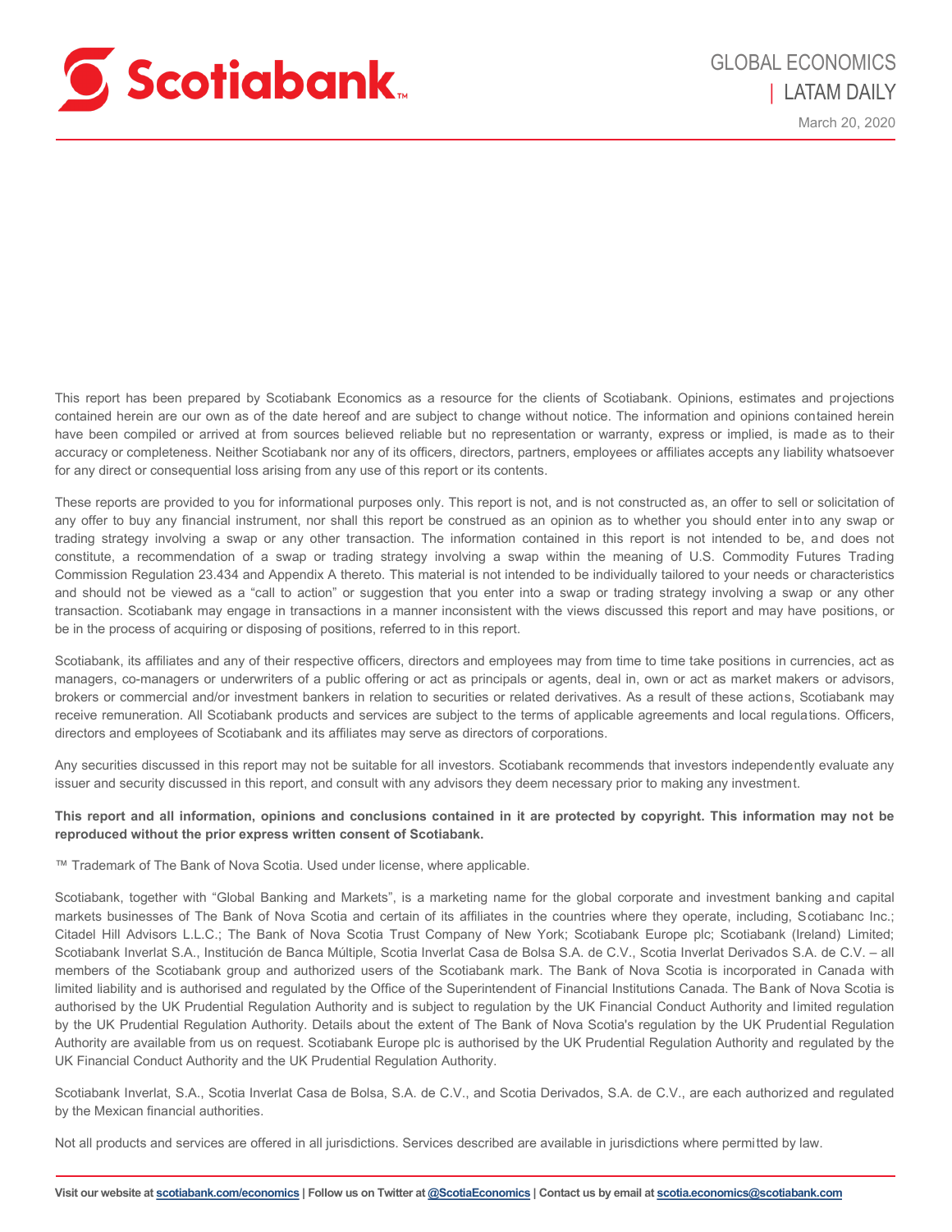This report has been prepared by Scotiabank Economics as a resource for the clients of Scotiabank. Opinions, estimates and projections contained herein are our own as of the date hereof and are subject to change without notice. The information and opinions contained herein have been compiled or arrived at from sources believed reliable but no representation or warranty, express or implied, is made as to their accuracy or completeness. Neither Scotiabank nor any of its officers, directors, partners, employees or affiliates accepts any liability whatsoever for any direct or consequential loss arising from any use of this report or its contents.

These reports are provided to you for informational purposes only. This report is not, and is not constructed as, an offer to sell or solicitation of any offer to buy any financial instrument, nor shall this report be construed as an opinion as to whether you should enter into any swap or trading strategy involving a swap or any other transaction. The information contained in this report is not intended to be, and does not constitute, a recommendation of a swap or trading strategy involving a swap within the meaning of U.S. Commodity Futures Trading Commission Regulation 23.434 and Appendix A thereto. This material is not intended to be individually tailored to your needs or characteristics and should not be viewed as a "call to action" or suggestion that you enter into a swap or trading strategy involving a swap or any other transaction. Scotiabank may engage in transactions in a manner inconsistent with the views discussed this report and may have positions, or be in the process of acquiring or disposing of positions, referred to in this report.

Scotiabank, its affiliates and any of their respective officers, directors and employees may from time to time take positions in currencies, act as managers, co-managers or underwriters of a public offering or act as principals or agents, deal in, own or act as market makers or advisors, brokers or commercial and/or investment bankers in relation to securities or related derivatives. As a result of these actions, Scotiabank may receive remuneration. All Scotiabank products and services are subject to the terms of applicable agreements and local regulations. Officers, directors and employees of Scotiabank and its affiliates may serve as directors of corporations.

Any securities discussed in this report may not be suitable for all investors. Scotiabank recommends that investors independently evaluate any issuer and security discussed in this report, and consult with any advisors they deem necessary prior to making any investment.

**This report and all information, opinions and conclusions contained in it are protected by copyright. This information may not be reproduced without the prior express written consent of Scotiabank.**

™ Trademark of The Bank of Nova Scotia. Used under license, where applicable.

Scotiabank, together with "Global Banking and Markets", is a marketing name for the global corporate and investment banking and capital markets businesses of The Bank of Nova Scotia and certain of its affiliates in the countries where they operate, including, Scotiabanc Inc.; Citadel Hill Advisors L.L.C.; The Bank of Nova Scotia Trust Company of New York; Scotiabank Europe plc; Scotiabank (Ireland) Limited; Scotiabank Inverlat S.A., Institución de Banca Múltiple, Scotia Inverlat Casa de Bolsa S.A. de C.V., Scotia Inverlat Derivados S.A. de C.V. – all members of the Scotiabank group and authorized users of the Scotiabank mark. The Bank of Nova Scotia is incorporated in Canada with limited liability and is authorised and regulated by the Office of the Superintendent of Financial Institutions Canada. The Bank of Nova Scotia is authorised by the UK Prudential Regulation Authority and is subject to regulation by the UK Financial Conduct Authority and limited regulation by the UK Prudential Regulation Authority. Details about the extent of The Bank of Nova Scotia's regulation by the UK Prudential Regulation Authority are available from us on request. Scotiabank Europe plc is authorised by the UK Prudential Regulation Authority and regulated by the UK Financial Conduct Authority and the UK Prudential Regulation Authority.

Scotiabank Inverlat, S.A., Scotia Inverlat Casa de Bolsa, S.A. de C.V., and Scotia Derivados, S.A. de C.V., are each authorized and regulated by the Mexican financial authorities.

Not all products and services are offered in all jurisdictions. Services described are available in jurisdictions where permitted by law.